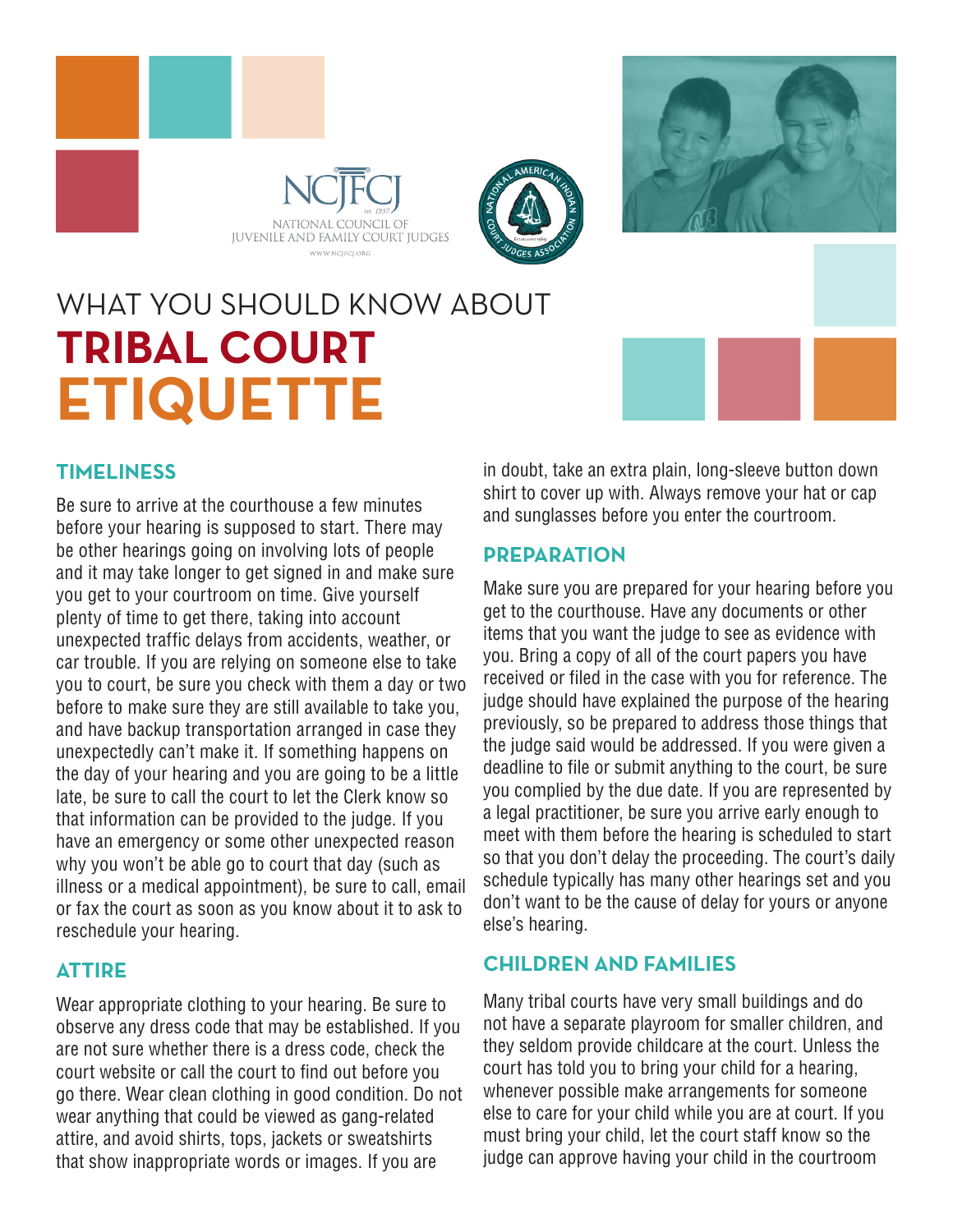NCJFCJ

est. 1937

NATIONAL COUNCIL OF JUVENILE AND FAMILY COURT JUDGES

WWW.NCJFCJ.ORG

# WHAT YOU SHOULD KNOW ABOUT TRIBAL COURT ETIQUETTE

## TIMELINESS

Be sure to arrive at the courthouse a few minutes before your hearing is supposed to start. There may be other hearings going on involving lots of people and it may take longer to get signed in and make sure you get to your courtroom on time. Give yourself plenty of time to get there, taking into account unexpected traffic delays from accidents, weather, or car trouble. If you are relying on someone else to take you to court, be sure you check with them a day or two before to make sure they are still available to take you, and have backup transportation arranged in case they unexpectedly can't make it. If something happens on the day of your hearing and you are going to be a little late, be sure to call the court to let the Clerk know so that information can be provided to the judge. If you have an emergency or some other unexpected reason why you won't be able go to court that day (such as illness or a medical appointment), be sure to call, email or fax the court as soon as you know about it to ask to reschedule your hearing.

## ATTIRE

Wear appropriate clothing to your hearing. Be sure to observe any dress code that may be established. If you are not sure whether there is a dress code, check the court website or call the court to find out before you go there. Wear clean clothing in good condition. Do not wear anything that could be viewed as gang-related attire, and avoid shirts, tops, jackets or sweatshirts that show inappropriate words or images. If you are in doubt, take an extra plain, long-sleeve button down shirt to cover up with. Always remove your hat or cap and sunglasses before you enter the courtroom.

## PREPARATION

Make sure you are prepared for your hearing before you get to the courthouse. Have any documents or other items that you want the judge to see as evidence with you. Bring a copy of all of the court papers you have received or filed in the case with you for reference. The judge should have explained the purpose of the hearing previously, so be prepared to address those things that the judge said would be addressed. If you were given a deadline to file or submit anything to the court, be sure you complied by the due date. If you are represented by a legal practitioner, be sure you arrive early enough to meet with them before the hearing is scheduled to start so that you don't delay the proceeding. The court's daily schedule typically has many other hearings set and you don't want to be the cause of delay for yours or anyone else's hearing.

## CHILDREN AND FAMILIES

Many tribal courts have very small buildings and do not have a separate playroom for smaller children, and they seldom provide childcare at the court. Unless the court has told you to bring your child for a hearing, whenever possible make arrangements for someone else to care for your child while you are at court. If you must bring your child, let the court staff know so the judge can approve having your child in the courtroom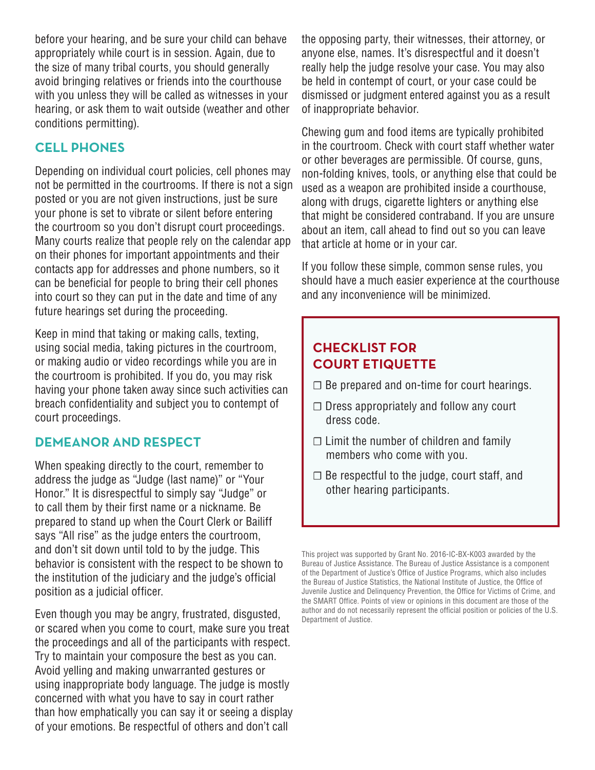before your hearing, and be sure your child can behave appropriately while court is in session. Again, due to the size of many tribal courts, you should generally avoid bringing relatives or friends into the courthouse with you unless they will be called as witnesses in your hearing, or ask them to wait outside (weather and other conditions permitting).

## CELL PHONES

Depending on individual court policies, cell phones may not be permitted in the courtrooms. If there is not a sign posted or you are not given instructions, just be sure your phone is set to vibrate or silent before entering the courtroom so you don't disrupt court proceedings. Many courts realize that people rely on the calendar app on their phones for important appointments and their contacts app for addresses and phone numbers, so it can be beneficial for people to bring their cell phones into court so they can put in the date and time of any future hearings set during the proceeding.

Keep in mind that taking or making calls, texting, using social media, taking pictures in the courtroom, or making audio or video recordings while you are in the courtroom is prohibited. If you do, you may risk having your phone taken away since such activities can breach confidentiality and subject you to contempt of court proceedings.

## DEMEANOR AND RESPECT

When speaking directly to the court, remember to address the judge as "Judge (last name)" or "Your Honor." It is disrespectful to simply say "Judge" or to call them by their first name or a nickname. Be prepared to stand up when the Court Clerk or Bailiff says "All rise" as the judge enters the courtroom, and don't sit down until told to by the judge. This behavior is consistent with the respect to be shown to the institution of the judiciary and the judge's official position as a judicial officer.

Even though you may be angry, frustrated, disgusted, or scared when you come to court, make sure you treat the proceedings and all of the participants with respect. Try to maintain your composure the best as you can. Avoid yelling and making unwarranted gestures or using inappropriate body language. The judge is mostly concerned with what you have to say in court rather than how emphatically you can say it or seeing a display of your emotions. Be respectful of others and don't call the opposing party, their witnesses, their attorney, or anyone else, names. It's disrespectful and it doesn't really help the judge resolve your case. You may also be held in contempt of court, or your case could be dismissed or judgment entered against you as a result of inappropriate behavior.

Chewing gum and food items are typically prohibited in the courtroom. Check with court staff whether water or other beverages are permissible. Of course, guns, non-folding knives, tools, or anything else that could be used as a weapon are prohibited inside a courthouse, along with drugs, cigarette lighters or anything else that might be considered contraband. If you are unsure about an item, call ahead to find out so you can leave that article at home or in your car.

If you follow these simple, common sense rules, you should have a much easier experience at the courthouse and any inconvenience will be minimized.

## CHECKLIST FOR COURT ETIQUETTE

- ☐ Be prepared and on-time for court hearings.
- ☐ Dress appropriately and follow any court dress code.
- ☐ Limit the number of children and family members who come with you.
- ☐ Be respectful to the judge, court staff, and other hearing participants.

This project was supported by Grant No. 2016-IC-BX-K003 awarded by the Bureau of Justice Assistance. The Bureau of Justice Assistance is a component of the Department of Justice's Office of Justice Programs, which also includes the Bureau of Justice Statistics, the National Institute of Justice, the Office of Juvenile Justice and Delinquency Prevention, the Office for Victims of Crime, and the SMART Office. Points of view or opinions in this document are those of the author and do not necessarily represent the official position or policies of the U.S. Department of Justice.